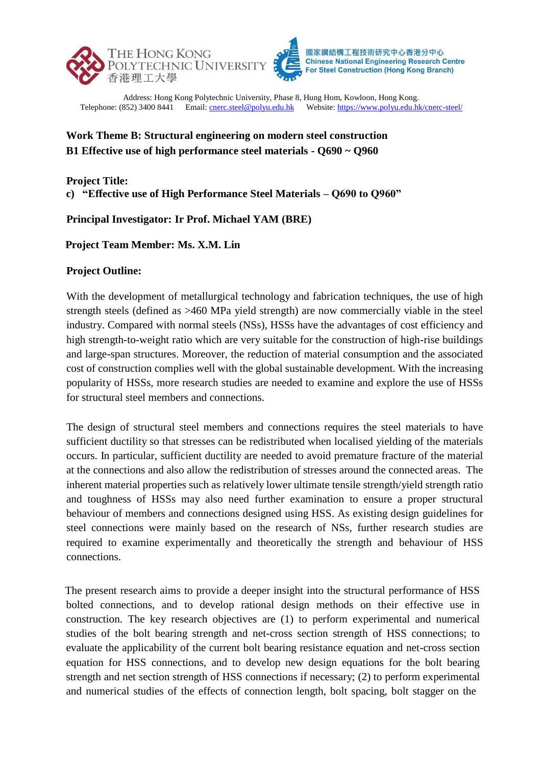THE HONG KONG POLYTECHNIC UNIVERSITY
香港理工大學

國家鋼結構工程技術研究中心香港分中心
Chinese National Engineering Research Centre For Steel Construction (Hong Kong Branch)

Address: Hong Kong Polytechnic University, Phase 8, Hung Hom, Kowloon, Hong Kong.
Telephone: (852) 3400 8441 Email: cnerc.steel@polyu.edu.hk Website: https://www.polyu.edu.hk/cnerc-steel/

**Work Theme B: Structural engineering on modern steel construction**
**B1 Effective use of high performance steel materials - Q690 ~ Q960**

**Project Title:**
**c) "Effective use of High Performance Steel Materials – Q690 to Q960"**

**Principal Investigator: Ir Prof. Michael YAM (BRE)**

**Project Team Member: Ms. X.M. Lin**

**Project Outline:**

With the development of metallurgical technology and fabrication techniques, the use of high strength steels (defined as >460 MPa yield strength) are now commercially viable in the steel industry. Compared with normal steels (NSs), HSSs have the advantages of cost efficiency and high strength-to-weight ratio which are very suitable for the construction of high-rise buildings and large-span structures. Moreover, the reduction of material consumption and the associated cost of construction complies well with the global sustainable development. With the increasing popularity of HSSs, more research studies are needed to examine and explore the use of HSSs for structural steel members and connections.

The design of structural steel members and connections requires the steel materials to have sufficient ductility so that stresses can be redistributed when localised yielding of the materials occurs. In particular, sufficient ductility are needed to avoid premature fracture of the material at the connections and also allow the redistribution of stresses around the connected areas. The inherent material properties such as relatively lower ultimate tensile strength/yield strength ratio and toughness of HSSs may also need further examination to ensure a proper structural behaviour of members and connections designed using HSS. As existing design guidelines for steel connections were mainly based on the research of NSs, further research studies are required to examine experimentally and theoretically the strength and behaviour of HSS connections.

The present research aims to provide a deeper insight into the structural performance of HSS bolted connections, and to develop rational design methods on their effective use in construction. The key research objectives are (1) to perform experimental and numerical studies of the bolt bearing strength and net-cross section strength of HSS connections; to evaluate the applicability of the current bolt bearing resistance equation and net-cross section equation for HSS connections, and to develop new design equations for the bolt bearing strength and net section strength of HSS connections if necessary; (2) to perform experimental and numerical studies of the effects of connection length, bolt spacing, bolt stagger on the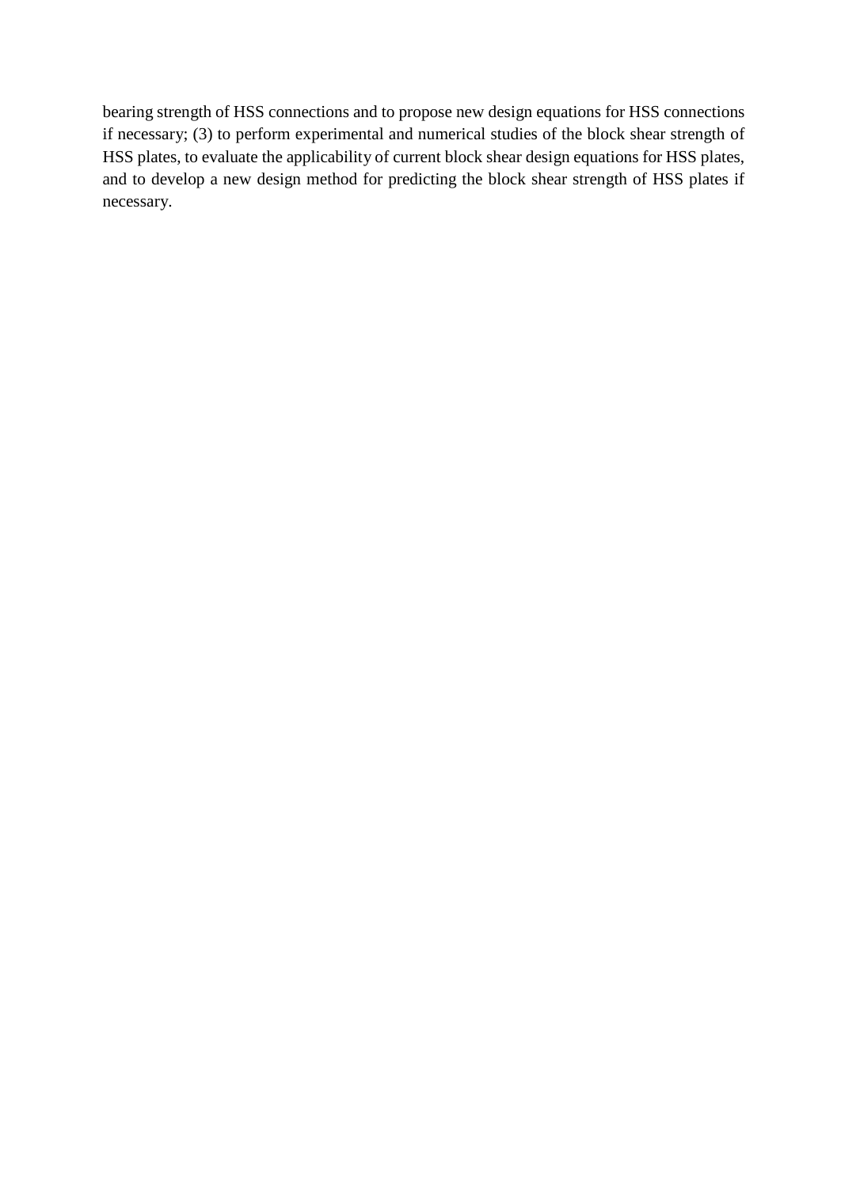bearing strength of HSS connections and to propose new design equations for HSS connections if necessary; (3) to perform experimental and numerical studies of the block shear strength of HSS plates, to evaluate the applicability of current block shear design equations for HSS plates, and to develop a new design method for predicting the block shear strength of HSS plates if necessary.